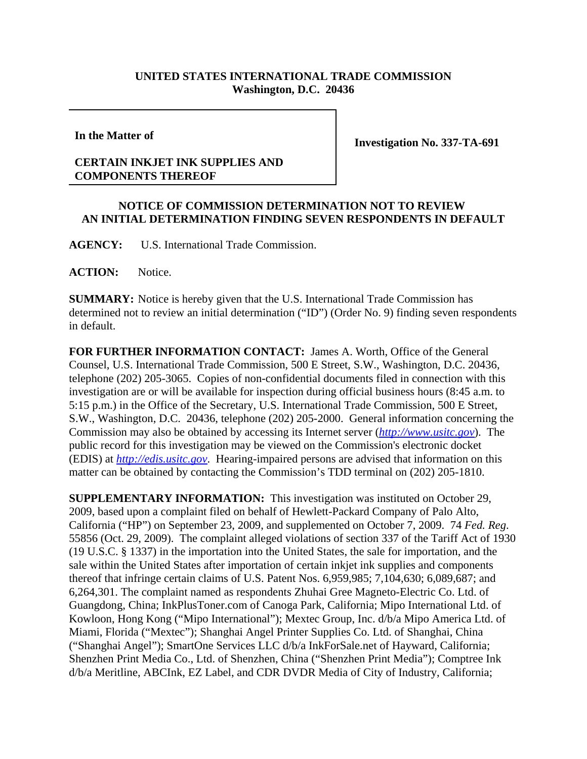**UNITED STATES INTERNATIONAL TRADE COMMISSION**
**Washington, D.C. 20436**

| **In the Matter of** **CERTAIN INKJET INK SUPPLIES AND COMPONENTS THEREOF** | **Investigation No. 337-TA-691** |
|---|---|

**NOTICE OF COMMISSION DETERMINATION NOT TO REVIEW AN INITIAL DETERMINATION FINDING SEVEN RESPONDENTS IN DEFAULT**

**AGENCY:** U.S. International Trade Commission.

**ACTION:** Notice.

**SUMMARY:** Notice is hereby given that the U.S. International Trade Commission has determined not to review an initial determination ("ID") (Order No. 9) finding seven respondents in default.

**FOR FURTHER INFORMATION CONTACT:** James A. Worth, Office of the General Counsel, U.S. International Trade Commission, 500 E Street, S.W., Washington, D.C. 20436, telephone (202) 205-3065. Copies of non-confidential documents filed in connection with this investigation are or will be available for inspection during official business hours (8:45 a.m. to 5:15 p.m.) in the Office of the Secretary, U.S. International Trade Commission, 500 E Street, S.W., Washington, D.C. 20436, telephone (202) 205-2000. General information concerning the Commission may also be obtained by accessing its Internet server (*http://www.usitc.gov*). The public record for this investigation may be viewed on the Commission's electronic docket (EDIS) at *http://edis.usitc.gov*. Hearing-impaired persons are advised that information on this matter can be obtained by contacting the Commission's TDD terminal on (202) 205-1810.

**SUPPLEMENTARY INFORMATION:** This investigation was instituted on October 29, 2009, based upon a complaint filed on behalf of Hewlett-Packard Company of Palo Alto, California ("HP") on September 23, 2009, and supplemented on October 7, 2009. 74 *Fed. Reg*. 55856 (Oct. 29, 2009). The complaint alleged violations of section 337 of the Tariff Act of 1930 (19 U.S.C. § 1337) in the importation into the United States, the sale for importation, and the sale within the United States after importation of certain inkjet ink supplies and components thereof that infringe certain claims of U.S. Patent Nos. 6,959,985; 7,104,630; 6,089,687; and 6,264,301. The complaint named as respondents Zhuhai Gree Magneto-Electric Co. Ltd. of Guangdong, China; InkPlusToner.com of Canoga Park, California; Mipo International Ltd. of Kowloon, Hong Kong ("Mipo International"); Mextec Group, Inc. d/b/a Mipo America Ltd. of Miami, Florida ("Mextec"); Shanghai Angel Printer Supplies Co. Ltd. of Shanghai, China ("Shanghai Angel"); SmartOne Services LLC d/b/a InkForSale.net of Hayward, California; Shenzhen Print Media Co., Ltd. of Shenzhen, China ("Shenzhen Print Media"); Comptree Ink d/b/a Meritline, ABCInk, EZ Label, and CDR DVDR Media of City of Industry, California;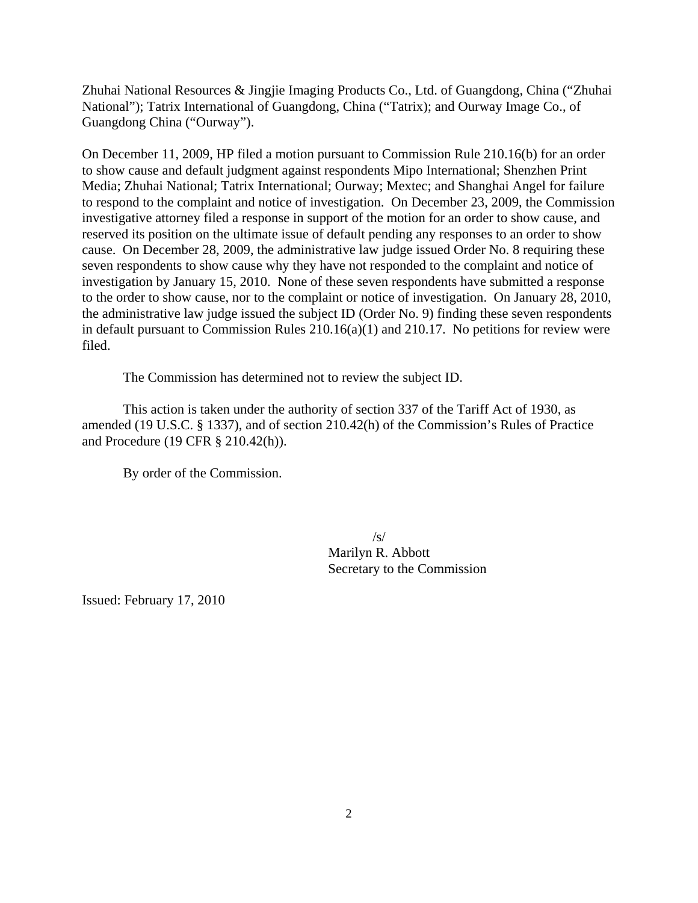Zhuhai National Resources & Jingjie Imaging Products Co., Ltd. of Guangdong, China ("Zhuhai National"); Tatrix International of Guangdong, China ("Tatrix); and Ourway Image Co., of Guangdong China ("Ourway").

On December 11, 2009, HP filed a motion pursuant to Commission Rule 210.16(b) for an order to show cause and default judgment against respondents Mipo International; Shenzhen Print Media; Zhuhai National; Tatrix International; Ourway; Mextec; and Shanghai Angel for failure to respond to the complaint and notice of investigation. On December 23, 2009, the Commission investigative attorney filed a response in support of the motion for an order to show cause, and reserved its position on the ultimate issue of default pending any responses to an order to show cause. On December 28, 2009, the administrative law judge issued Order No. 8 requiring these seven respondents to show cause why they have not responded to the complaint and notice of investigation by January 15, 2010. None of these seven respondents have submitted a response to the order to show cause, nor to the complaint or notice of investigation. On January 28, 2010, the administrative law judge issued the subject ID (Order No. 9) finding these seven respondents in default pursuant to Commission Rules 210.16(a)(1) and 210.17. No petitions for review were filed.

The Commission has determined not to review the subject ID.

This action is taken under the authority of section 337 of the Tariff Act of 1930, as amended (19 U.S.C. § 1337), and of section 210.42(h) of the Commission's Rules of Practice and Procedure (19 CFR § 210.42(h)).

By order of the Commission.

/s/
Marilyn R. Abbott
Secretary to the Commission

Issued: February 17, 2010